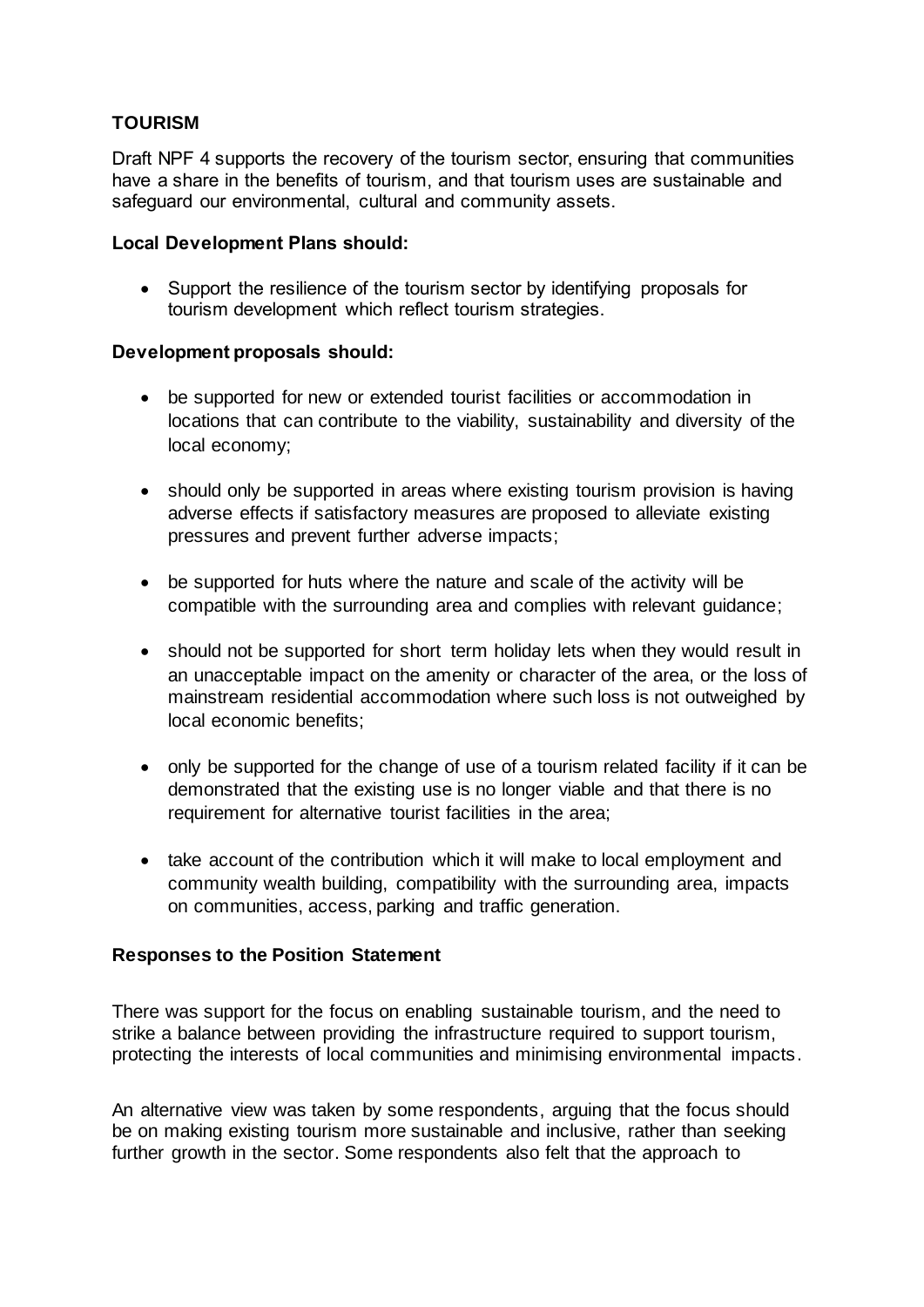## TOURISM

Draft NPF 4 supports the recovery of the tourism sector, ensuring that communities have a share in the benefits of tourism, and that tourism uses are sustainable and safeguard our environmental, cultural and community assets.

### Local Development Plans should:

- Support the resilience of the tourism sector by identifying proposals for tourism development which reflect tourism strategies.

### Development proposals should:

- be supported for new or extended tourist facilities or accommodation in locations that can contribute to the viability, sustainability and diversity of the local economy;
- should only be supported in areas where existing tourism provision is having adverse effects if satisfactory measures are proposed to alleviate existing pressures and prevent further adverse impacts;
- be supported for huts where the nature and scale of the activity will be compatible with the surrounding area and complies with relevant guidance;
- should not be supported for short term holiday lets when they would result in an unacceptable impact on the amenity or character of the area, or the loss of mainstream residential accommodation where such loss is not outweighed by local economic benefits;
- only be supported for the change of use of a tourism related facility if it can be demonstrated that the existing use is no longer viable and that there is no requirement for alternative tourist facilities in the area;
- take account of the contribution which it will make to local employment and community wealth building, compatibility with the surrounding area, impacts on communities, access, parking and traffic generation.

### Responses to the Position Statement

There was support for the focus on enabling sustainable tourism, and the need to strike a balance between providing the infrastructure required to support tourism, protecting the interests of local communities and minimising environmental impacts.

An alternative view was taken by some respondents, arguing that the focus should be on making existing tourism more sustainable and inclusive, rather than seeking further growth in the sector. Some respondents also felt that the approach to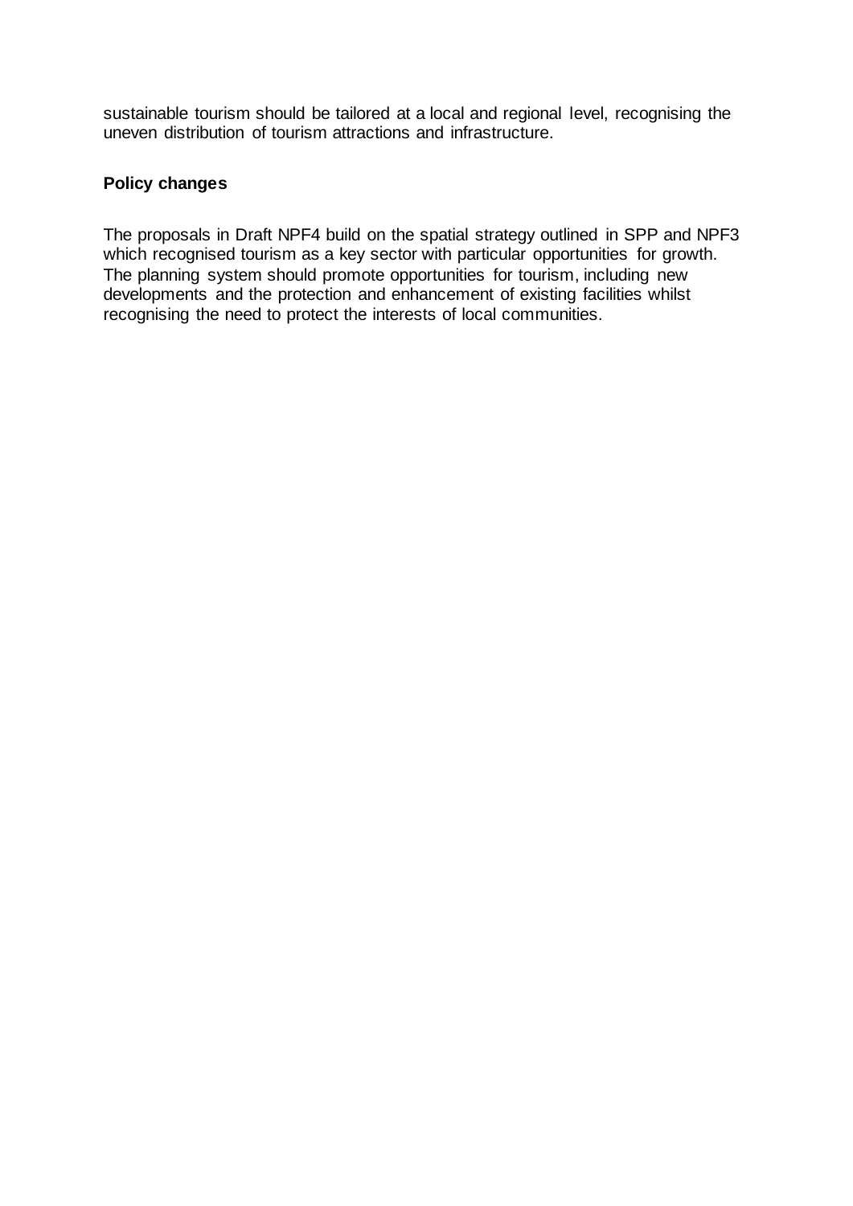sustainable tourism should be tailored at a local and regional level, recognising the uneven distribution of tourism attractions and infrastructure.

**Policy changes**

The proposals in Draft NPF4 build on the spatial strategy outlined in SPP and NPF3 which recognised tourism as a key sector with particular opportunities for growth. The planning system should promote opportunities for tourism, including new developments and the protection and enhancement of existing facilities whilst recognising the need to protect the interests of local communities.